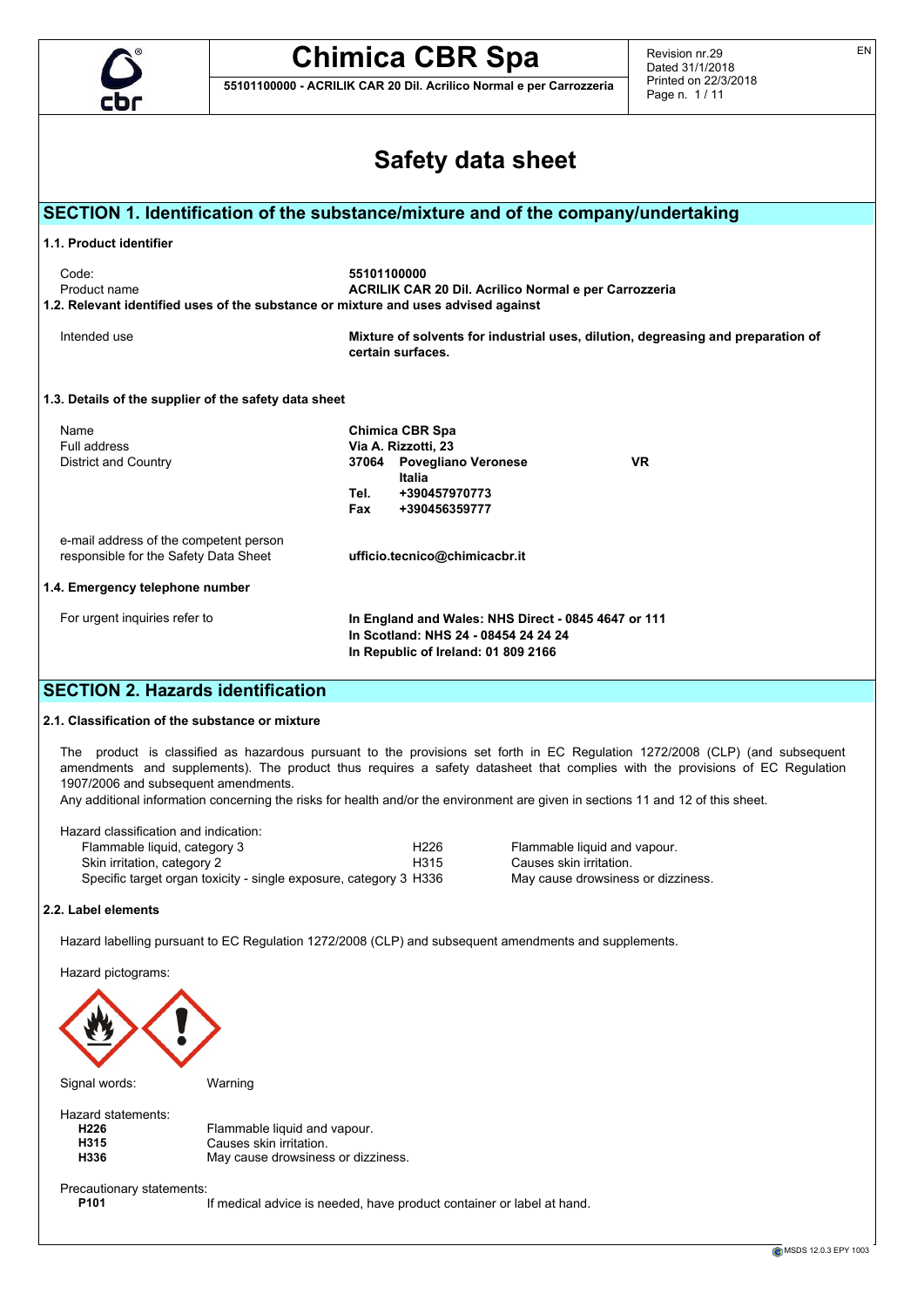# Safety data sheet

## SECTION 1. Identification of the substance/mixture and of the company/undertaking

### 1.1. Product identifier

| | |
|---|---|
| Code: | **55101100000** |
| Product name | **ACRILIK CAR 20 Dil. Acrilico Normal e per Carrozzeria** |

### 1.2. Relevant identified uses of the substance or mixture and uses advised against

| | |
|---|---|
| Intended use | **Mixture of solvents for industrial uses, dilution, degreasing and preparation of certain surfaces.** |

### 1.3. Details of the supplier of the safety data sheet

| | |
|---|---|
| Name | **Chimica CBR Spa** |
| Full address | **Via A. Rizzotti, 23** |
| District and Country | **37064 Povegliano Veronese VR** |
| | **Italia** |
| | **Tel. +390457970773** |
| | **Fax +390456359777** |
| e-mail address of the competent person responsible for the Safety Data Sheet | **ufficio.tecnico@chimicacbr.it** |

### 1.4. Emergency telephone number

| | |
|---|---|
| For urgent inquiries refer to | **In England and Wales: NHS Direct - 0845 4647 or 111**<br>**In Scotland: NHS 24 - 08454 24 24 24**<br>**In Republic of Ireland: 01 809 2166** |

## SECTION 2. Hazards identification

### 2.1. Classification of the substance or mixture

The product is classified as hazardous pursuant to the provisions set forth in EC Regulation 1272/2008 (CLP) (and subsequent amendments and supplements). The product thus requires a safety datasheet that complies with the provisions of EC Regulation 1907/2006 and subsequent amendments.

Any additional information concerning the risks for health and/or the environment are given in sections 11 and 12 of this sheet.

Hazard classification and indication:

| | | |
|---|---|---|
| Flammable liquid, category 3 | H226 | Flammable liquid and vapour. |
| Skin irritation, category 2 | H315 | Causes skin irritation. |
| Specific target organ toxicity - single exposure, category 3 | H336 | May cause drowsiness or dizziness. |

### 2.2. Label elements

Hazard labelling pursuant to EC Regulation 1272/2008 (CLP) and subsequent amendments and supplements.

Hazard pictograms:

Signal words: Warning

Hazard statements:

| | |
|---|---|
| **H226** | Flammable liquid and vapour. |
| **H315** | Causes skin irritation. |
| **H336** | May cause drowsiness or dizziness. |

Precautionary statements:

| | |
|---|---|
| **P101** | If medical advice is needed, have product container or label at hand. |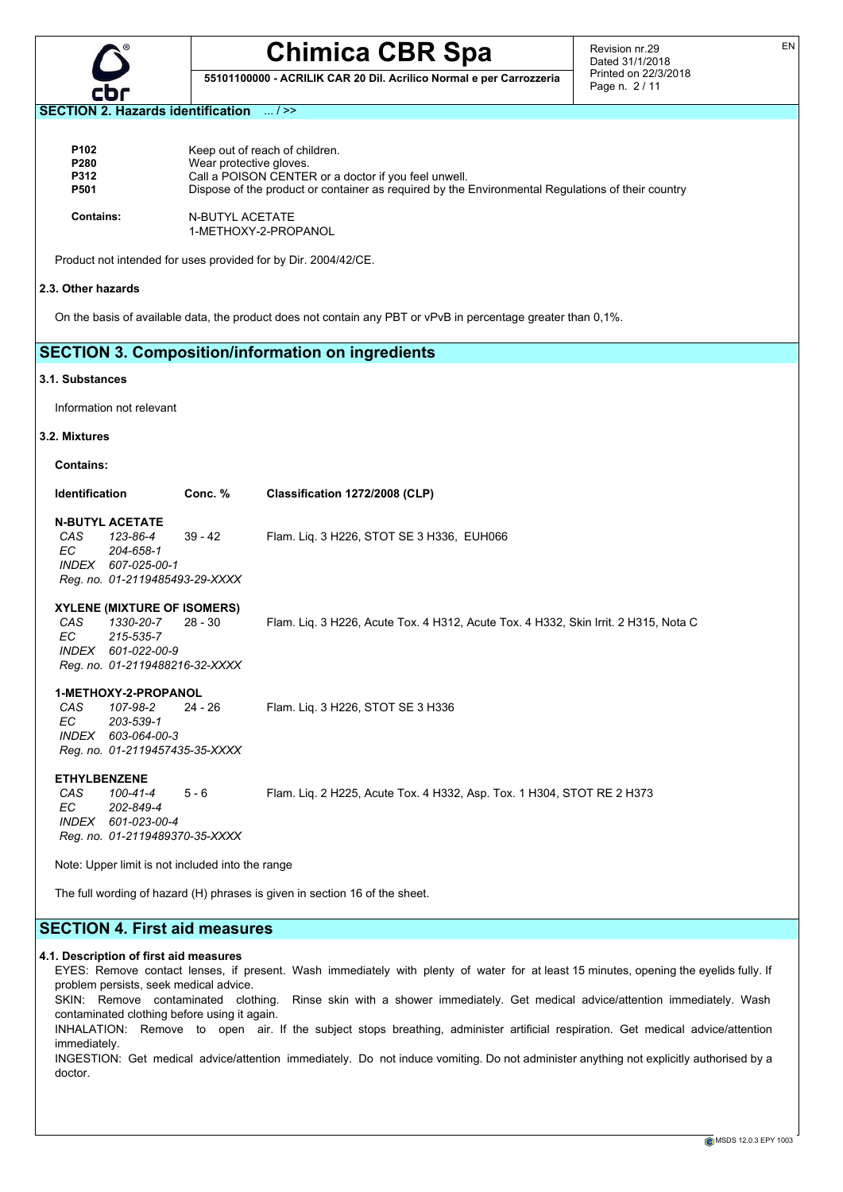## SECTION 2. Hazards identification ... / >>

| | |
|---|---|
| **P102** | Keep out of reach of children. |
| **P280** | Wear protective gloves. |
| **P312** | Call a POISON CENTER or a doctor if you feel unwell. |
| **P501** | Dispose of the product or container as required by the Environmental Regulations of their country |

**Contains:** N-BUTYL ACETATE
1-METHOXY-2-PROPANOL

Product not intended for uses provided for by Dir. 2004/42/CE.

### 2.3. Other hazards

On the basis of available data, the product does not contain any PBT or vPvB in percentage greater than 0,1%.

## SECTION 3. Composition/information on ingredients

### 3.1. Substances

Information not relevant

### 3.2. Mixtures

**Contains:**

| Identification | Conc. % | Classification 1272/2008 (CLP) |
|---|---|---|
| **N-BUTYL ACETATE**<br>*CAS* *123-86-4*<br>*EC* *204-658-1*<br>*INDEX* *607-025-00-1*<br>*Reg. no. 01-2119485493-29-XXXX* | 39 - 42 | Flam. Liq. 3 H226, STOT SE 3 H336, EUH066 |
| **XYLENE (MIXTURE OF ISOMERS)**<br>*CAS* *1330-20-7*<br>*EC* *215-535-7*<br>*INDEX* *601-022-00-9*<br>*Reg. no. 01-2119488216-32-XXXX* | 28 - 30 | Flam. Liq. 3 H226, Acute Tox. 4 H312, Acute Tox. 4 H332, Skin Irrit. 2 H315, Nota C |
| **1-METHOXY-2-PROPANOL**<br>*CAS* *107-98-2*<br>*EC* *203-539-1*<br>*INDEX* *603-064-00-3*<br>*Reg. no. 01-2119457435-35-XXXX* | 24 - 26 | Flam. Liq. 3 H226, STOT SE 3 H336 |
| **ETHYLBENZENE**<br>*CAS* *100-41-4*<br>*EC* *202-849-4*<br>*INDEX* *601-023-00-4*<br>*Reg. no. 01-2119489370-35-XXXX* | 5 - 6 | Flam. Liq. 2 H225, Acute Tox. 4 H332, Asp. Tox. 1 H304, STOT RE 2 H373 |

Note: Upper limit is not included into the range

The full wording of hazard (H) phrases is given in section 16 of the sheet.

## SECTION 4. First aid measures

### 4.1. Description of first aid measures

EYES: Remove contact lenses, if present. Wash immediately with plenty of water for at least 15 minutes, opening the eyelids fully. If problem persists, seek medical advice.

SKIN: Remove contaminated clothing. Rinse skin with a shower immediately. Get medical advice/attention immediately. Wash contaminated clothing before using it again.

INHALATION: Remove to open air. If the subject stops breathing, administer artificial respiration. Get medical advice/attention immediately.

INGESTION: Get medical advice/attention immediately. Do not induce vomiting. Do not administer anything not explicitly authorised by a doctor.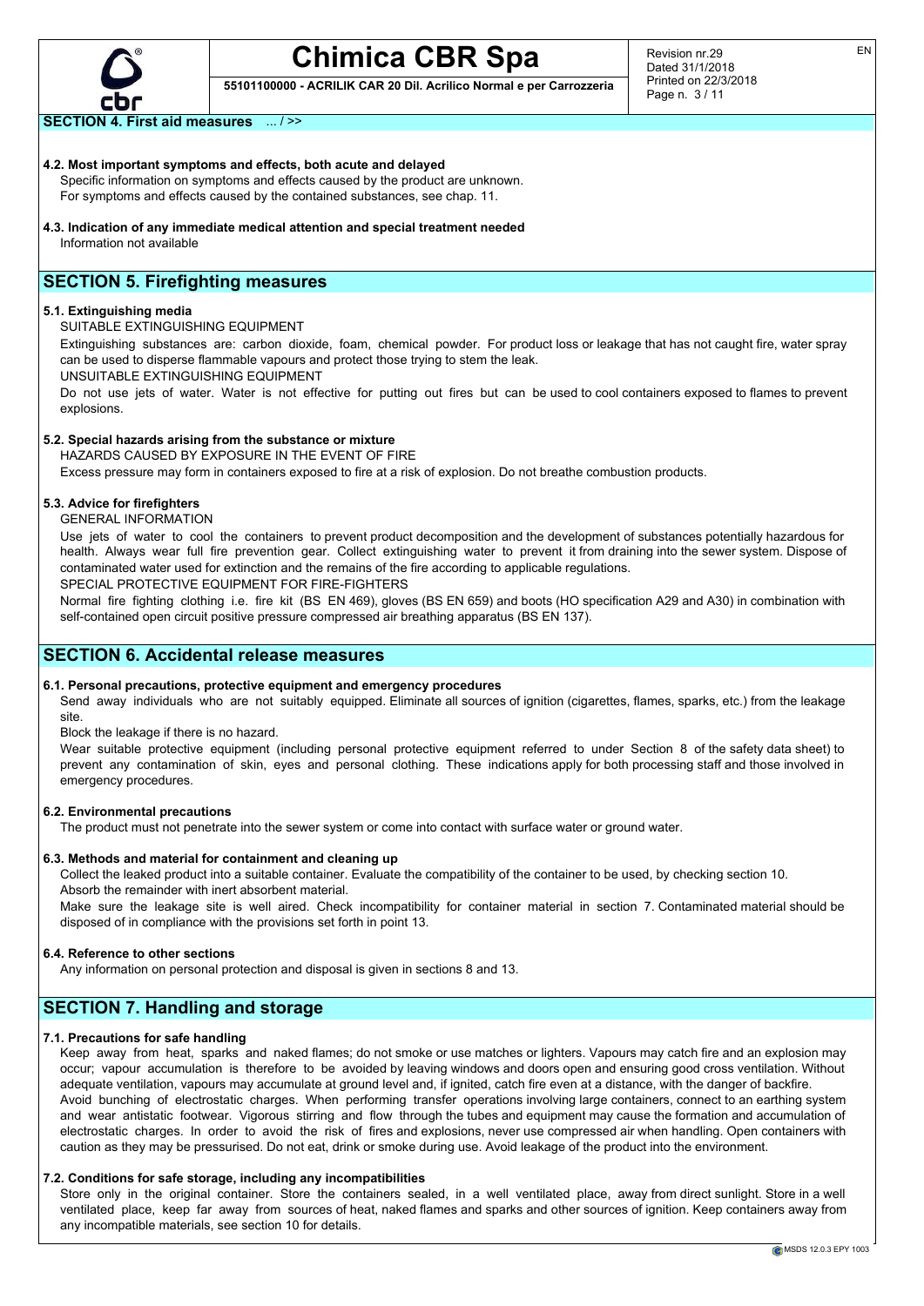## SECTION 4. First aid measures ... / >>

### 4.2. Most important symptoms and effects, both acute and delayed

Specific information on symptoms and effects caused by the product are unknown.
For symptoms and effects caused by the contained substances, see chap. 11.

### 4.3. Indication of any immediate medical attention and special treatment needed

Information not available

## SECTION 5. Firefighting measures

### 5.1. Extinguishing media

SUITABLE EXTINGUISHING EQUIPMENT

Extinguishing substances are: carbon dioxide, foam, chemical powder. For product loss or leakage that has not caught fire, water spray can be used to disperse flammable vapours and protect those trying to stem the leak.

UNSUITABLE EXTINGUISHING EQUIPMENT

Do not use jets of water. Water is not effective for putting out fires but can be used to cool containers exposed to flames to prevent explosions.

### 5.2. Special hazards arising from the substance or mixture

HAZARDS CAUSED BY EXPOSURE IN THE EVENT OF FIRE

Excess pressure may form in containers exposed to fire at a risk of explosion. Do not breathe combustion products.

### 5.3. Advice for firefighters

GENERAL INFORMATION

Use jets of water to cool the containers to prevent product decomposition and the development of substances potentially hazardous for health. Always wear full fire prevention gear. Collect extinguishing water to prevent it from draining into the sewer system. Dispose of contaminated water used for extinction and the remains of the fire according to applicable regulations.

SPECIAL PROTECTIVE EQUIPMENT FOR FIRE-FIGHTERS

Normal fire fighting clothing i.e. fire kit (BS EN 469), gloves (BS EN 659) and boots (HO specification A29 and A30) in combination with self-contained open circuit positive pressure compressed air breathing apparatus (BS EN 137).

## SECTION 6. Accidental release measures

### 6.1. Personal precautions, protective equipment and emergency procedures

Send away individuals who are not suitably equipped. Eliminate all sources of ignition (cigarettes, flames, sparks, etc.) from the leakage site.

Block the leakage if there is no hazard.

Wear suitable protective equipment (including personal protective equipment referred to under Section 8 of the safety data sheet) to prevent any contamination of skin, eyes and personal clothing. These indications apply for both processing staff and those involved in emergency procedures.

### 6.2. Environmental precautions

The product must not penetrate into the sewer system or come into contact with surface water or ground water.

### 6.3. Methods and material for containment and cleaning up

Collect the leaked product into a suitable container. Evaluate the compatibility of the container to be used, by checking section 10.
Absorb the remainder with inert absorbent material.
Make sure the leakage site is well aired. Check incompatibility for container material in section 7. Contaminated material should be disposed of in compliance with the provisions set forth in point 13.

### 6.4. Reference to other sections

Any information on personal protection and disposal is given in sections 8 and 13.

## SECTION 7. Handling and storage

### 7.1. Precautions for safe handling

Keep away from heat, sparks and naked flames; do not smoke or use matches or lighters. Vapours may catch fire and an explosion may occur; vapour accumulation is therefore to be avoided by leaving windows and doors open and ensuring good cross ventilation. Without adequate ventilation, vapours may accumulate at ground level and, if ignited, catch fire even at a distance, with the danger of backfire.
Avoid bunching of electrostatic charges. When performing transfer operations involving large containers, connect to an earthing system and wear antistatic footwear. Vigorous stirring and flow through the tubes and equipment may cause the formation and accumulation of electrostatic charges. In order to avoid the risk of fires and explosions, never use compressed air when handling. Open containers with caution as they may be pressurised. Do not eat, drink or smoke during use. Avoid leakage of the product into the environment.

### 7.2. Conditions for safe storage, including any incompatibilities

Store only in the original container. Store the containers sealed, in a well ventilated place, away from direct sunlight. Store in a well ventilated place, keep far away from sources of heat, naked flames and sparks and other sources of ignition. Keep containers away from any incompatible materials, see section 10 for details.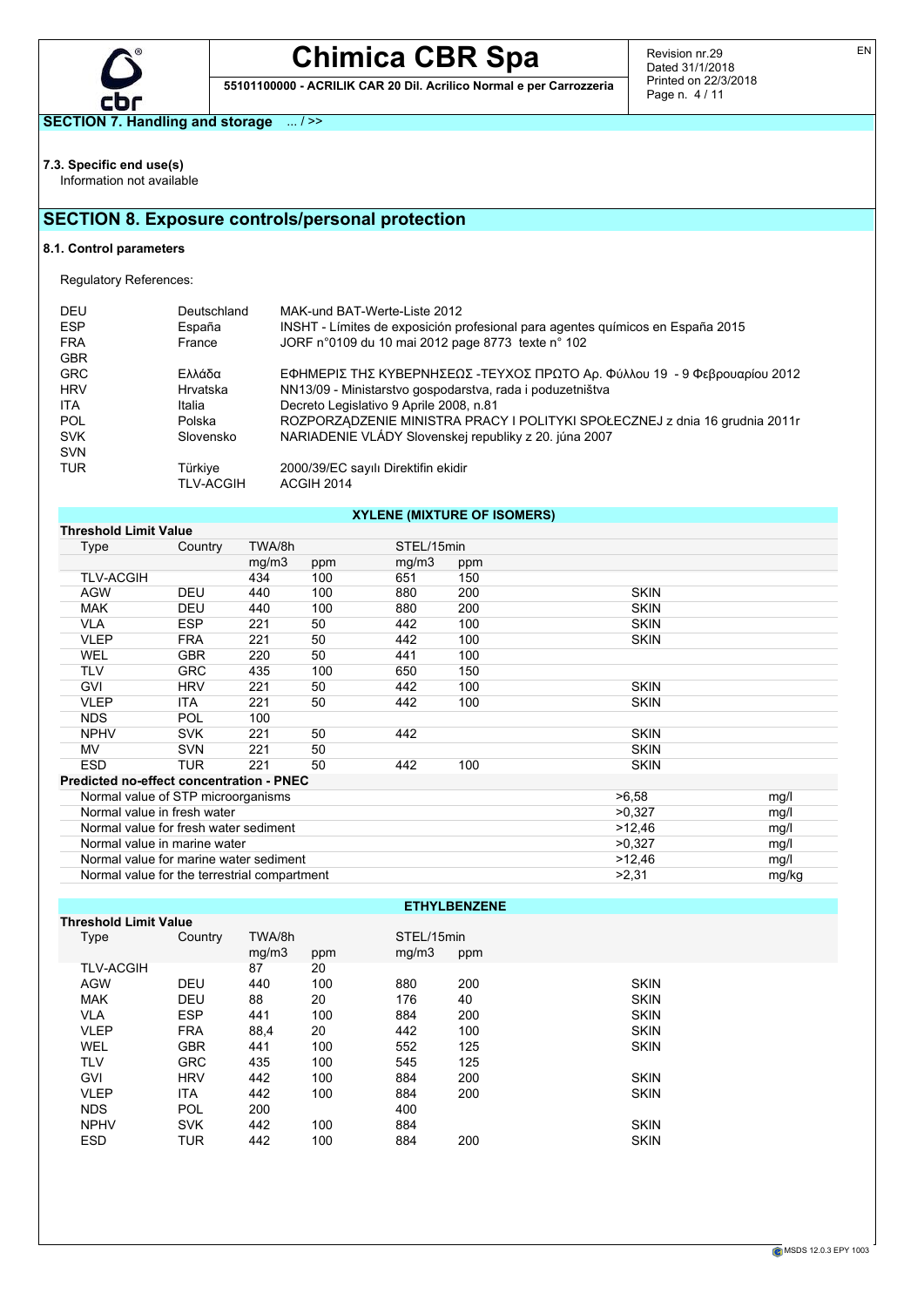**SECTION 7. Handling and storage** ... / >>

**7.3. Specific end use(s)**

Information not available

## SECTION 8. Exposure controls/personal protection

**8.1. Control parameters**

Regulatory References:

| | | |
|---|---|---|
| DEU | Deutschland | MAK-und BAT-Werte-Liste 2012 |
| ESP | España | INSHT - Límites de exposición profesional para agentes químicos en España 2015 |
| FRA | France | JORF n°0109 du 10 mai 2012 page 8773 texte n° 102 |
| GBR | | |
| GRC | Ελλάδα | ΕΦΗΜΕΡΙΣ ΤΗΣ ΚΥΒΕΡΝΗΣΕΩΣ -ΤΕΥΧΟΣ ΠΡΩΤΟ Αρ. Φύλλου 19 - 9 Φεβρουαρίου 2012 |
| HRV | Hrvatska | NN13/09 - Ministarstvo gospodarstva, rada i poduzetništva |
| ITA | Italia | Decreto Legislativo 9 Aprile 2008, n.81 |
| POL | Polska | ROZPORZĄDZENIE MINISTRA PRACY I POLITYKI SPOŁECZNEJ z dnia 16 grudnia 2011r |
| SVK | Slovensko | NARIADENIE VLÁDY Slovenskej republiky z 20. júna 2007 |
| SVN | | |
| TUR | Türkiye | 2000/39/EC sayılı Direktifin ekidir |
| | TLV-ACGIH | ACGIH 2014 |

**XYLENE (MIXTURE OF ISOMERS)**

**Threshold Limit Value**

| Type | Country | TWA/8h | | STEL/15min | | |
|---|---|---|---|---|---|---|
| | | mg/m3 | ppm | mg/m3 | ppm | |
| TLV-ACGIH | | 434 | 100 | 651 | 150 | |
| AGW | DEU | 440 | 100 | 880 | 200 | SKIN |
| MAK | DEU | 440 | 100 | 880 | 200 | SKIN |
| VLA | ESP | 221 | 50 | 442 | 100 | SKIN |
| VLEP | FRA | 221 | 50 | 442 | 100 | SKIN |
| WEL | GBR | 220 | 50 | 441 | 100 | |
| TLV | GRC | 435 | 100 | 650 | 150 | |
| GVI | HRV | 221 | 50 | 442 | 100 | SKIN |
| VLEP | ITA | 221 | 50 | 442 | 100 | SKIN |
| NDS | POL | 100 | | | | |
| NPHV | SVK | 221 | 50 | 442 | | SKIN |
| MV | SVN | 221 | 50 | | | SKIN |
| ESD | TUR | 221 | 50 | 442 | 100 | SKIN |

**Predicted no-effect concentration - PNEC**

| | | |
|---|---|---|
| Normal value of STP microorganisms | >6,58 | mg/l |
| Normal value in fresh water | >0,327 | mg/l |
| Normal value for fresh water sediment | >12,46 | mg/l |
| Normal value in marine water | >0,327 | mg/l |
| Normal value for marine water sediment | >12,46 | mg/l |
| Normal value for the terrestrial compartment | >2,31 | mg/kg |

**ETHYLBENZENE**

**Threshold Limit Value**

| Type | Country | TWA/8h | | STEL/15min | | |
|---|---|---|---|---|---|---|
| | | mg/m3 | ppm | mg/m3 | ppm | |
| TLV-ACGIH | | 87 | 20 | | | |
| AGW | DEU | 440 | 100 | 880 | 200 | SKIN |
| MAK | DEU | 88 | 20 | 176 | 40 | SKIN |
| VLA | ESP | 441 | 100 | 884 | 200 | SKIN |
| VLEP | FRA | 88,4 | 20 | 442 | 100 | SKIN |
| WEL | GBR | 441 | 100 | 552 | 125 | SKIN |
| TLV | GRC | 435 | 100 | 545 | 125 | |
| GVI | HRV | 442 | 100 | 884 | 200 | SKIN |
| VLEP | ITA | 442 | 100 | 884 | 200 | SKIN |
| NDS | POL | 200 | | 400 | | |
| NPHV | SVK | 442 | 100 | 884 | | SKIN |
| ESD | TUR | 442 | 100 | 884 | 200 | SKIN |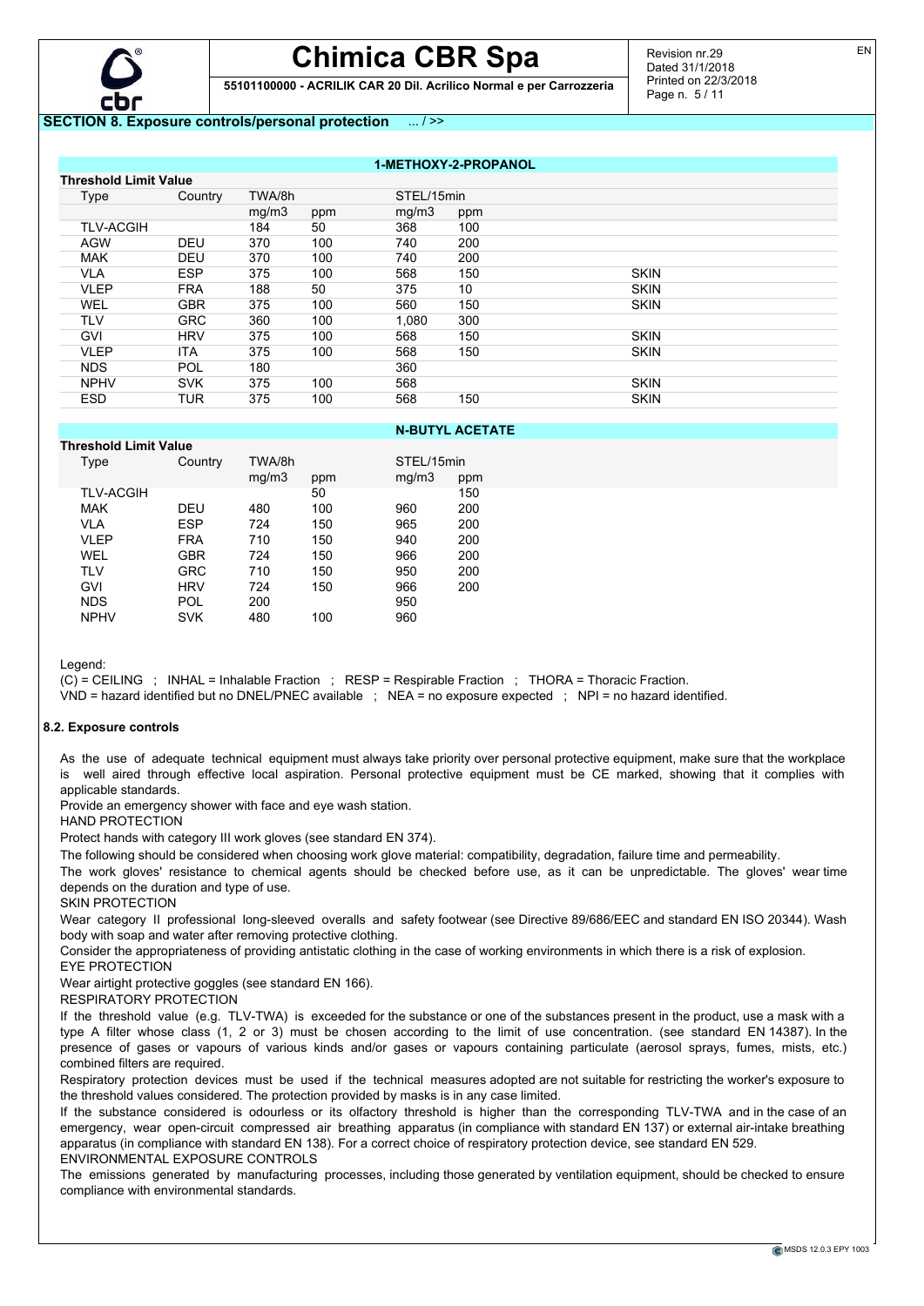## SECTION 8. Exposure controls/personal protection ... / >>

**1-METHOXY-2-PROPANOL**

**Threshold Limit Value**

| Type | Country | TWA/8h | | STEL/15min | | |
|---|---|---|---|---|---|---|
| | | mg/m3 | ppm | mg/m3 | ppm | |
| TLV-ACGIH | | 184 | 50 | 368 | 100 | |
| AGW | DEU | 370 | 100 | 740 | 200 | |
| MAK | DEU | 370 | 100 | 740 | 200 | |
| VLA | ESP | 375 | 100 | 568 | 150 | SKIN |
| VLEP | FRA | 188 | 50 | 375 | 10 | SKIN |
| WEL | GBR | 375 | 100 | 560 | 150 | SKIN |
| TLV | GRC | 360 | 100 | 1,080 | 300 | |
| GVI | HRV | 375 | 100 | 568 | 150 | SKIN |
| VLEP | ITA | 375 | 100 | 568 | 150 | SKIN |
| NDS | POL | 180 | | 360 | | |
| NPHV | SVK | 375 | 100 | 568 | | SKIN |
| ESD | TUR | 375 | 100 | 568 | 150 | SKIN |

**N-BUTYL ACETATE**

**Threshold Limit Value**

| Type | Country | TWA/8h | | STEL/15min | |
|---|---|---|---|---|---|
| | | mg/m3 | ppm | mg/m3 | ppm |
| TLV-ACGIH | | | 50 | | 150 |
| MAK | DEU | 480 | 100 | 960 | 200 |
| VLA | ESP | 724 | 150 | 965 | 200 |
| VLEP | FRA | 710 | 150 | 940 | 200 |
| WEL | GBR | 724 | 150 | 966 | 200 |
| TLV | GRC | 710 | 150 | 950 | 200 |
| GVI | HRV | 724 | 150 | 966 | 200 |
| NDS | POL | 200 | | 950 | |
| NPHV | SVK | 480 | 100 | 960 | |

Legend:

(C) = CEILING ; INHAL = Inhalable Fraction ; RESP = Respirable Fraction ; THORA = Thoracic Fraction.

VND = hazard identified but no DNEL/PNEC available ; NEA = no exposure expected ; NPI = no hazard identified.

### 8.2. Exposure controls

As the use of adequate technical equipment must always take priority over personal protective equipment, make sure that the workplace is well aired through effective local aspiration. Personal protective equipment must be CE marked, showing that it complies with applicable standards.

Provide an emergency shower with face and eye wash station.

HAND PROTECTION

Protect hands with category III work gloves (see standard EN 374).

The following should be considered when choosing work glove material: compatibility, degradation, failure time and permeability.

The work gloves' resistance to chemical agents should be checked before use, as it can be unpredictable. The gloves' wear time depends on the duration and type of use.

SKIN PROTECTION

Wear category II professional long-sleeved overalls and safety footwear (see Directive 89/686/EEC and standard EN ISO 20344). Wash body with soap and water after removing protective clothing.

Consider the appropriateness of providing antistatic clothing in the case of working environments in which there is a risk of explosion.

EYE PROTECTION

Wear airtight protective goggles (see standard EN 166).

RESPIRATORY PROTECTION

If the threshold value (e.g. TLV-TWA) is exceeded for the substance or one of the substances present in the product, use a mask with a type A filter whose class (1, 2 or 3) must be chosen according to the limit of use concentration. (see standard EN 14387). In the presence of gases or vapours of various kinds and/or gases or vapours containing particulate (aerosol sprays, fumes, mists, etc.) combined filters are required.

Respiratory protection devices must be used if the technical measures adopted are not suitable for restricting the worker's exposure to the threshold values considered. The protection provided by masks is in any case limited.

If the substance considered is odourless or its olfactory threshold is higher than the corresponding TLV-TWA and in the case of an emergency, wear open-circuit compressed air breathing apparatus (in compliance with standard EN 137) or external air-intake breathing apparatus (in compliance with standard EN 138). For a correct choice of respiratory protection device, see standard EN 529.

ENVIRONMENTAL EXPOSURE CONTROLS

The emissions generated by manufacturing processes, including those generated by ventilation equipment, should be checked to ensure compliance with environmental standards.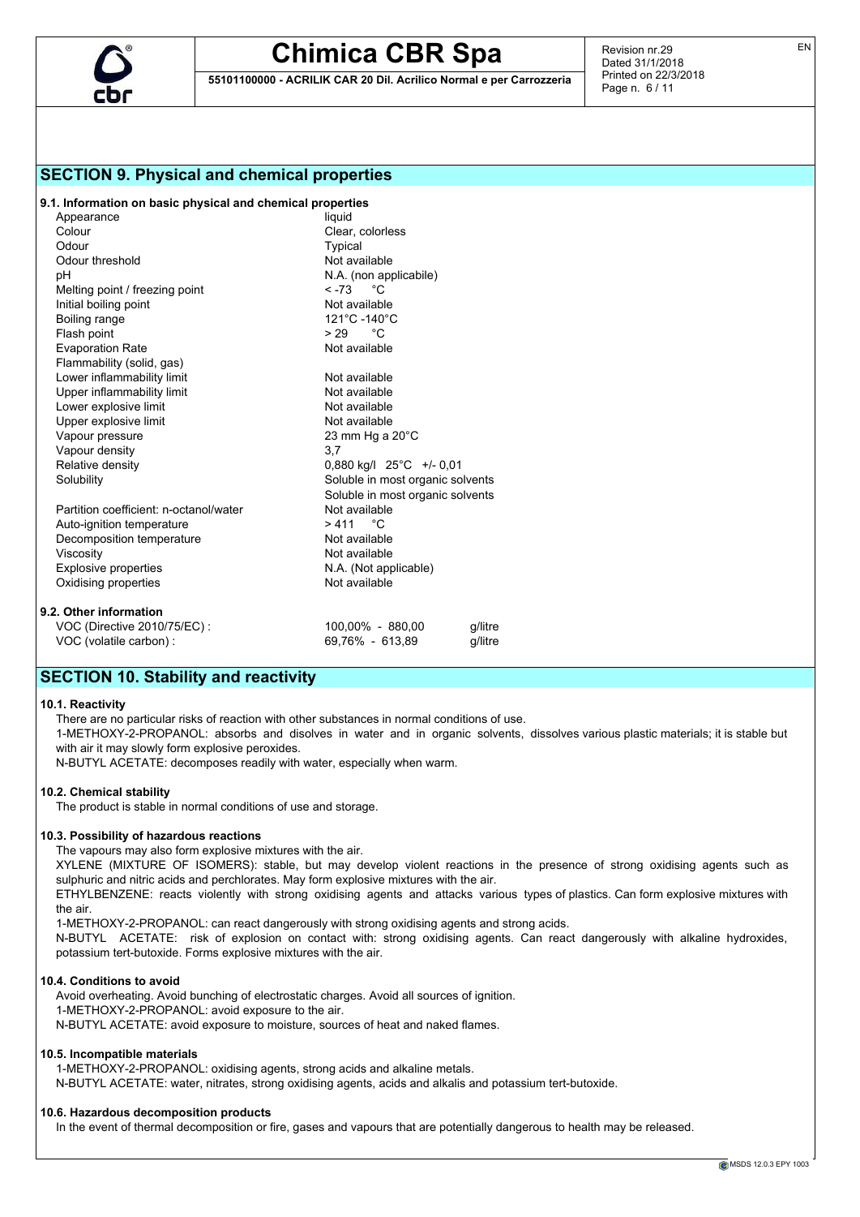## SECTION 9. Physical and chemical properties

### 9.1. Information on basic physical and chemical properties

| | |
|---|---|
| Appearance | liquid |
| Colour | Clear, colorless |
| Odour | Typical |
| Odour threshold | Not available |
| pH | N.A. (non applicabile) |
| Melting point / freezing point | < -73 °C |
| Initial boiling point | Not available |
| Boiling range | 121°C -140°C |
| Flash point | > 29 °C |
| Evaporation Rate | Not available |
| Flammability (solid, gas) | |
| Lower inflammability limit | Not available |
| Upper inflammability limit | Not available |
| Lower explosive limit | Not available |
| Upper explosive limit | Not available |
| Vapour pressure | 23 mm Hg a 20°C |
| Vapour density | 3,7 |
| Relative density | 0,880 kg/l 25°C +/- 0,01 |
| Solubility | Soluble in most organic solvents<br>Soluble in most organic solvents |
| Partition coefficient: n-octanol/water | Not available |
| Auto-ignition temperature | > 411 °C |
| Decomposition temperature | Not available |
| Viscosity | Not available |
| Explosive properties | N.A. (Not applicable) |
| Oxidising properties | Not available |

### 9.2. Other information

| | | |
|---|---|---|
| VOC (Directive 2010/75/EC) : | 100,00% - 880,00 | g/litre |
| VOC (volatile carbon) : | 69,76% - 613,89 | g/litre |

## SECTION 10. Stability and reactivity

### 10.1. Reactivity

There are no particular risks of reaction with other substances in normal conditions of use.

1-METHOXY-2-PROPANOL: absorbs and disolves in water and in organic solvents, dissolves various plastic materials; it is stable but with air it may slowly form explosive peroxides.

N-BUTYL ACETATE: decomposes readily with water, especially when warm.

### 10.2. Chemical stability

The product is stable in normal conditions of use and storage.

### 10.3. Possibility of hazardous reactions

The vapours may also form explosive mixtures with the air.

XYLENE (MIXTURE OF ISOMERS): stable, but may develop violent reactions in the presence of strong oxidising agents such as sulphuric and nitric acids and perchlorates. May form explosive mixtures with the air.

ETHYLBENZENE: reacts violently with strong oxidising agents and attacks various types of plastics. Can form explosive mixtures with the air.

1-METHOXY-2-PROPANOL: can react dangerously with strong oxidising agents and strong acids.

N-BUTYL ACETATE: risk of explosion on contact with: strong oxidising agents. Can react dangerously with alkaline hydroxides, potassium tert-butoxide. Forms explosive mixtures with the air.

### 10.4. Conditions to avoid

Avoid overheating. Avoid bunching of electrostatic charges. Avoid all sources of ignition.

1-METHOXY-2-PROPANOL: avoid exposure to the air.

N-BUTYL ACETATE: avoid exposure to moisture, sources of heat and naked flames.

### 10.5. Incompatible materials

1-METHOXY-2-PROPANOL: oxidising agents, strong acids and alkaline metals.

N-BUTYL ACETATE: water, nitrates, strong oxidising agents, acids and alkalis and potassium tert-butoxide.

### 10.6. Hazardous decomposition products

In the event of thermal decomposition or fire, gases and vapours that are potentially dangerous to health may be released.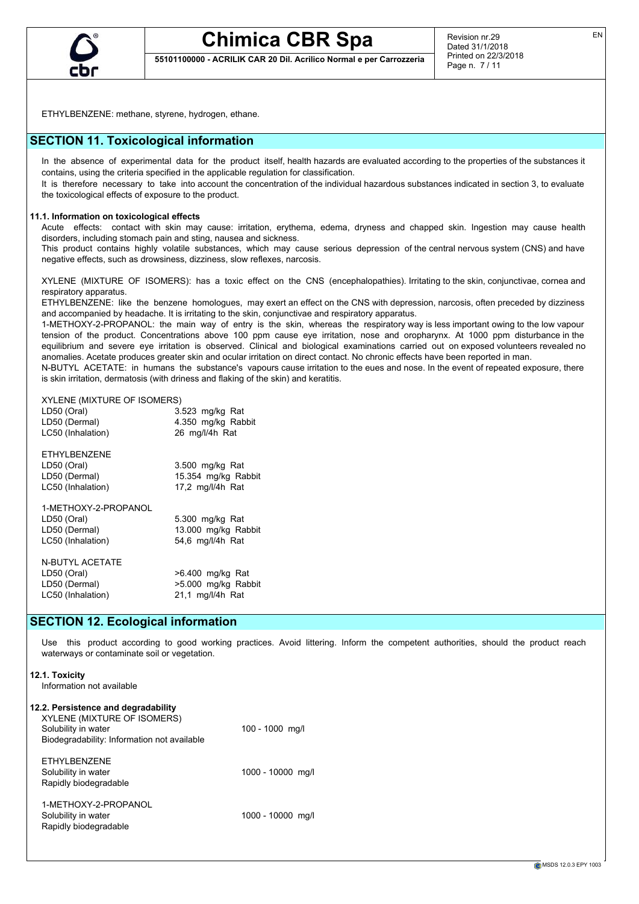ETHYLBENZENE: methane, styrene, hydrogen, ethane.

## SECTION 11. Toxicological information

In the absence of experimental data for the product itself, health hazards are evaluated according to the properties of the substances it contains, using the criteria specified in the applicable regulation for classification.
It is therefore necessary to take into account the concentration of the individual hazardous substances indicated in section 3, to evaluate the toxicological effects of exposure to the product.

### 11.1. Information on toxicological effects

Acute effects: contact with skin may cause: irritation, erythema, edema, dryness and chapped skin. Ingestion may cause health disorders, including stomach pain and sting, nausea and sickness.
This product contains highly volatile substances, which may cause serious depression of the central nervous system (CNS) and have negative effects, such as drowsiness, dizziness, slow reflexes, narcosis.

XYLENE (MIXTURE OF ISOMERS): has a toxic effect on the CNS (encephalopathies). Irritating to the skin, conjunctivae, cornea and respiratory apparatus.
ETHYLBENZENE: like the benzene homologues, may exert an effect on the CNS with depression, narcosis, often preceded by dizziness and accompanied by headache. It is irritating to the skin, conjunctivae and respiratory apparatus.
1-METHOXY-2-PROPANOL: the main way of entry is the skin, whereas the respiratory way is less important owing to the low vapour tension of the product. Concentrations above 100 ppm cause eye irritation, nose and oropharynx. At 1000 ppm disturbance in the equilibrium and severe eye irritation is observed. Clinical and biological examinations carried out on exposed volunteers revealed no anomalies. Acetate produces greater skin and ocular irritation on direct contact. No chronic effects have been reported in man.
N-BUTYL ACETATE: in humans the substance's vapours cause irritation to the eues and nose. In the event of repeated exposure, there is skin irritation, dermatosis (with driness and flaking of the skin) and keratitis.

XYLENE (MIXTURE OF ISOMERS)

| | |
|---|---|
| LD50 (Oral) | 3.523 mg/kg Rat |
| LD50 (Dermal) | 4.350 mg/kg Rabbit |
| LC50 (Inhalation) | 26 mg/l/4h Rat |

ETHYLBENZENE

| | |
|---|---|
| LD50 (Oral) | 3.500 mg/kg Rat |
| LD50 (Dermal) | 15.354 mg/kg Rabbit |
| LC50 (Inhalation) | 17,2 mg/l/4h Rat |

1-METHOXY-2-PROPANOL

| | |
|---|---|
| LD50 (Oral) | 5.300 mg/kg Rat |
| LD50 (Dermal) | 13.000 mg/kg Rabbit |
| LC50 (Inhalation) | 54,6 mg/l/4h Rat |

N-BUTYL ACETATE

| | |
|---|---|
| LD50 (Oral) | >6.400 mg/kg Rat |
| LD50 (Dermal) | >5.000 mg/kg Rabbit |
| LC50 (Inhalation) | 21,1 mg/l/4h Rat |

## SECTION 12. Ecological information

Use this product according to good working practices. Avoid littering. Inform the competent authorities, should the product reach waterways or contaminate soil or vegetation.

### 12.1. Toxicity

Information not available

### 12.2. Persistence and degradability

XYLENE (MIXTURE OF ISOMERS)

| | |
|---|---|
| Solubility in water | 100 - 1000 mg/l |
| Biodegradability: Information not available | |

ETHYLBENZENE

| | |
|---|---|
| Solubility in water | 1000 - 10000 mg/l |
| Rapidly biodegradable | |

1-METHOXY-2-PROPANOL

| | |
|---|---|
| Solubility in water | 1000 - 10000 mg/l |
| Rapidly biodegradable | |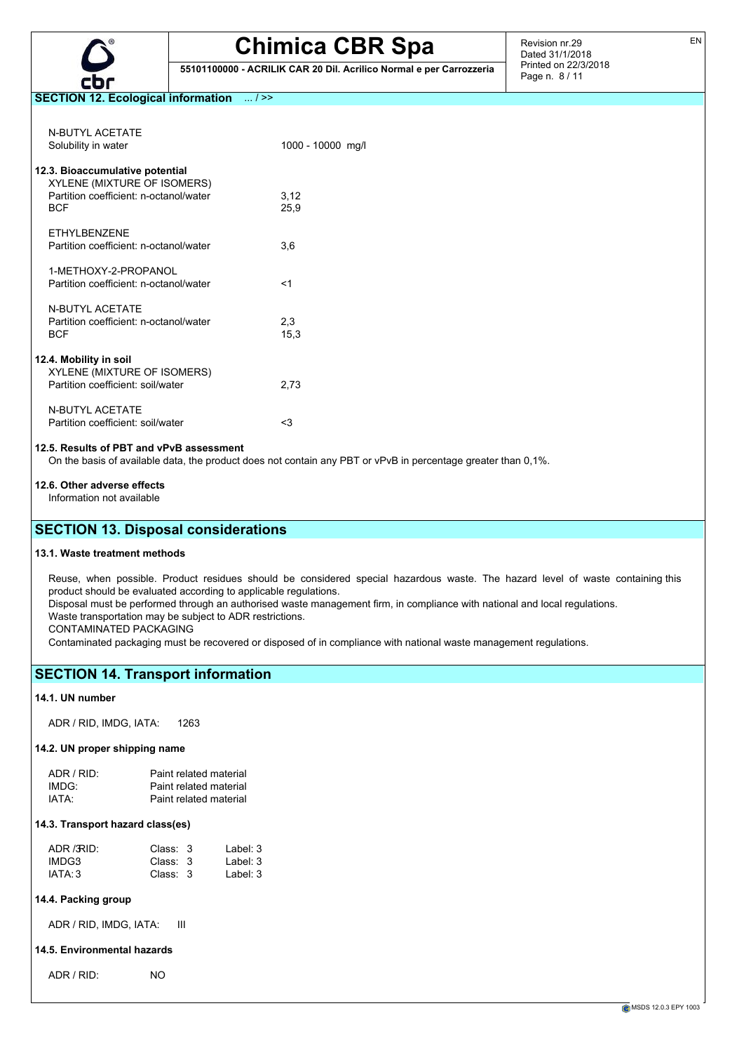## SECTION 12. Ecological information ... / >>

N-BUTYL ACETATE

| | |
|---|---|
| Solubility in water | 1000 - 10000 mg/l |

**12.3. Bioaccumulative potential**

XYLENE (MIXTURE OF ISOMERS)

| | |
|---|---|
| Partition coefficient: n-octanol/water | 3,12 |
| BCF | 25,9 |

ETHYLBENZENE

| | |
|---|---|
| Partition coefficient: n-octanol/water | 3,6 |

1-METHOXY-2-PROPANOL

| | |
|---|---|
| Partition coefficient: n-octanol/water | <1 |

N-BUTYL ACETATE

| | |
|---|---|
| Partition coefficient: n-octanol/water | 2,3 |
| BCF | 15,3 |

**12.4. Mobility in soil**

XYLENE (MIXTURE OF ISOMERS)

| | |
|---|---|
| Partition coefficient: soil/water | 2,73 |

N-BUTYL ACETATE

| | |
|---|---|
| Partition coefficient: soil/water | <3 |

**12.5. Results of PBT and vPvB assessment**

On the basis of available data, the product does not contain any PBT or vPvB in percentage greater than 0,1%.

**12.6. Other adverse effects**

Information not available

## SECTION 13. Disposal considerations

**13.1. Waste treatment methods**

Reuse, when possible. Product residues should be considered special hazardous waste. The hazard level of waste containing this product should be evaluated according to applicable regulations.
Disposal must be performed through an authorised waste management firm, in compliance with national and local regulations.
Waste transportation may be subject to ADR restrictions.
CONTAMINATED PACKAGING
Contaminated packaging must be recovered or disposed of in compliance with national waste management regulations.

## SECTION 14. Transport information

**14.1. UN number**

ADR / RID, IMDG, IATA: 1263

**14.2. UN proper shipping name**

| | |
|---|---|
| ADR / RID: | Paint related material |
| IMDG: | Paint related material |
| IATA: | Paint related material |

**14.3. Transport hazard class(es)**

| | | |
|---|---|---|
| ADR /3RID: | Class: 3 | Label: 3 |
| IMDG3 | Class: 3 | Label: 3 |
| IATA: 3 | Class: 3 | Label: 3 |

**14.4. Packing group**

ADR / RID, IMDG, IATA: III

**14.5. Environmental hazards**

ADR / RID: NO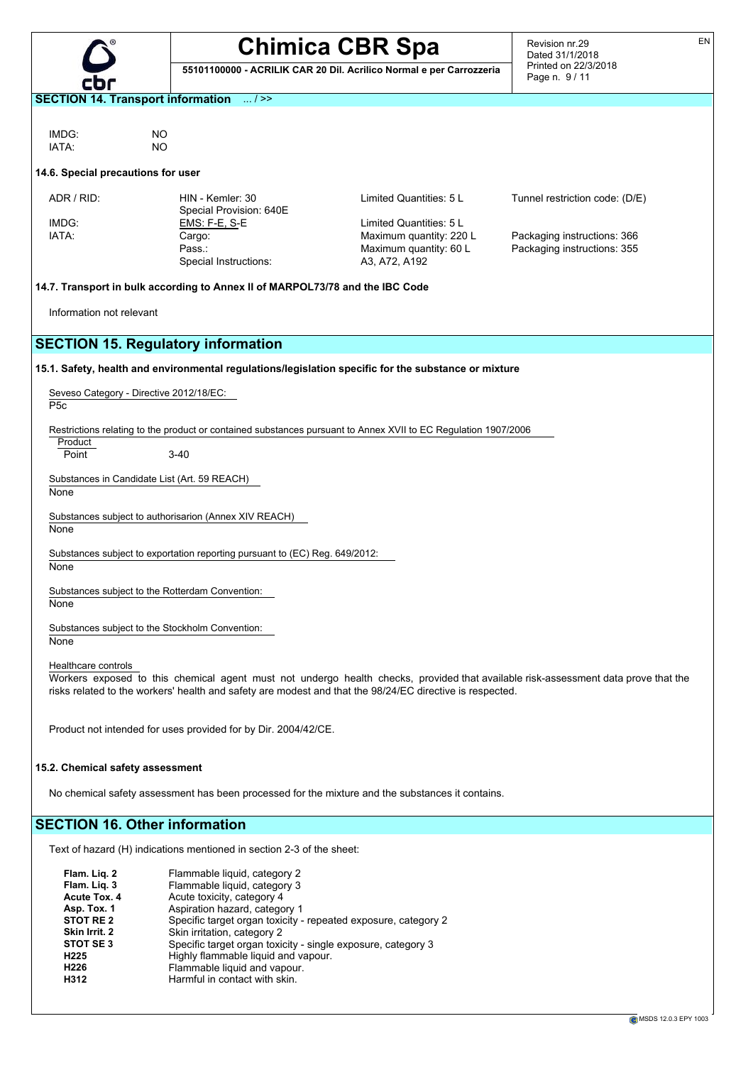## SECTION 14. Transport information ... / >>

IMDG: NO
IATA: NO

### 14.6. Special precautions for user

| | | | |
|---|---|---|---|
| ADR / RID: | HIN - Kemler: 30<br>Special Provision: 640E | Limited Quantities: 5 L | Tunnel restriction code: (D/E) |
| IMDG: | EMS: F-E, S-E | Limited Quantities: 5 L | |
| IATA: | Cargo: | Maximum quantity: 220 L | Packaging instructions: 366 |
| | Pass.: | Maximum quantity: 60 L | Packaging instructions: 355 |
| | Special Instructions: | A3, A72, A192 | |

### 14.7. Transport in bulk according to Annex II of MARPOL73/78 and the IBC Code

Information not relevant

## SECTION 15. Regulatory information

### 15.1. Safety, health and environmental regulations/legislation specific for the substance or mixture

Seveso Category - Directive 2012/18/EC:
P5c

Restrictions relating to the product or contained substances pursuant to Annex XVII to EC Regulation 1907/2006

Product
Point 3-40

Substances in Candidate List (Art. 59 REACH)
None

Substances subject to authorisarion (Annex XIV REACH)
None

Substances subject to exportation reporting pursuant to (EC) Reg. 649/2012:
None

Substances subject to the Rotterdam Convention:
None

Substances subject to the Stockholm Convention:
None

Healthcare controls
Workers exposed to this chemical agent must not undergo health checks, provided that available risk-assessment data prove that the risks related to the workers' health and safety are modest and that the 98/24/EC directive is respected.

Product not intended for uses provided for by Dir. 2004/42/CE.

### 15.2. Chemical safety assessment

No chemical safety assessment has been processed for the mixture and the substances it contains.

## SECTION 16. Other information

Text of hazard (H) indications mentioned in section 2-3 of the sheet:

| | |
|---|---|
| **Flam. Liq. 2** | Flammable liquid, category 2 |
| **Flam. Liq. 3** | Flammable liquid, category 3 |
| **Acute Tox. 4** | Acute toxicity, category 4 |
| **Asp. Tox. 1** | Aspiration hazard, category 1 |
| **STOT RE 2** | Specific target organ toxicity - repeated exposure, category 2 |
| **Skin Irrit. 2** | Skin irritation, category 2 |
| **STOT SE 3** | Specific target organ toxicity - single exposure, category 3 |
| **H225** | Highly flammable liquid and vapour. |
| **H226** | Flammable liquid and vapour. |
| **H312** | Harmful in contact with skin. |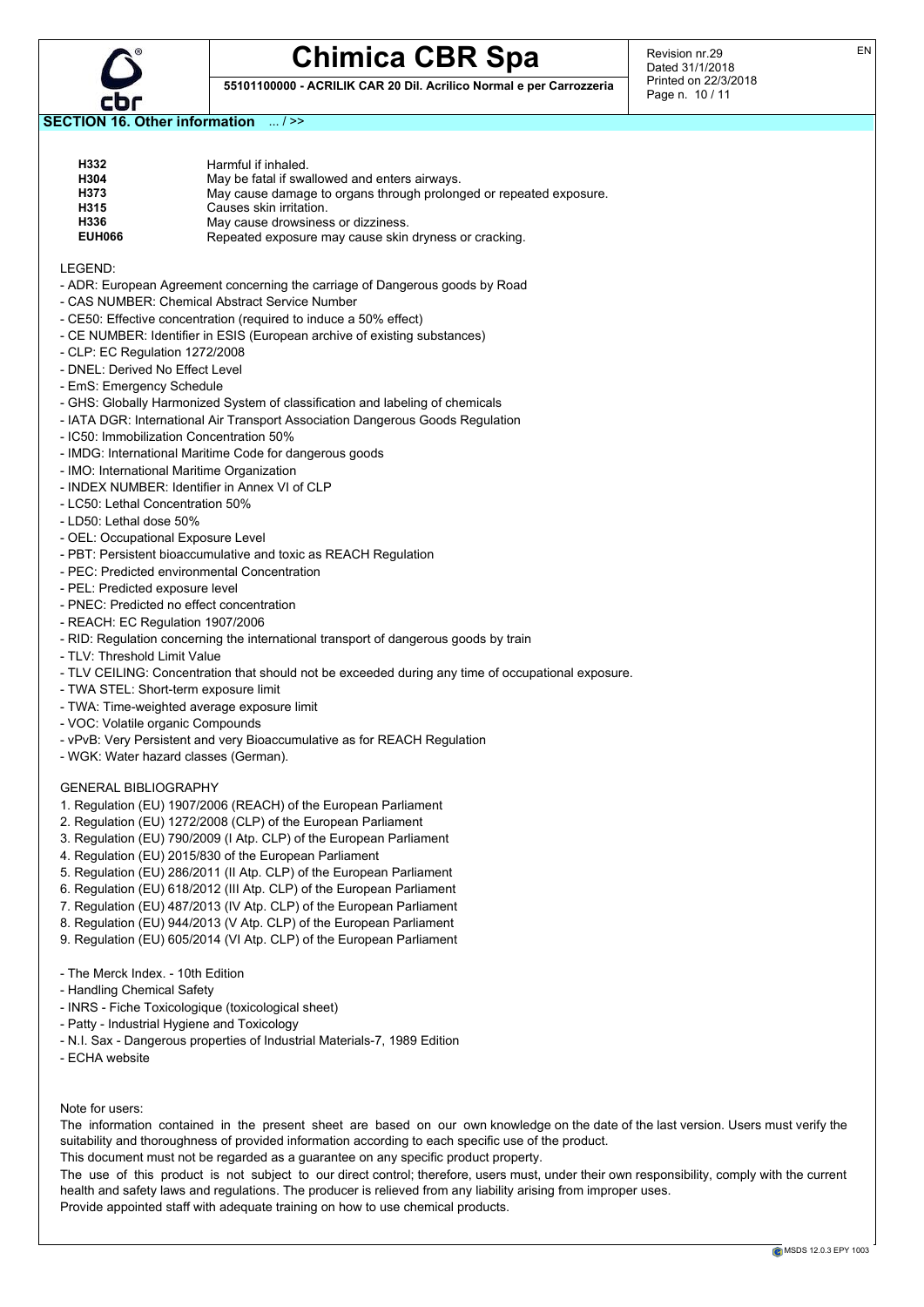## SECTION 16. Other information ... / >>

| | |
|---|---|
| **H332** | Harmful if inhaled. |
| **H304** | May be fatal if swallowed and enters airways. |
| **H373** | May cause damage to organs through prolonged or repeated exposure. |
| **H315** | Causes skin irritation. |
| **H336** | May cause drowsiness or dizziness. |
| **EUH066** | Repeated exposure may cause skin dryness or cracking. |

LEGEND:

- ADR: European Agreement concerning the carriage of Dangerous goods by Road
- CAS NUMBER: Chemical Abstract Service Number
- CE50: Effective concentration (required to induce a 50% effect)
- CE NUMBER: Identifier in ESIS (European archive of existing substances)
- CLP: EC Regulation 1272/2008
- DNEL: Derived No Effect Level
- EmS: Emergency Schedule
- GHS: Globally Harmonized System of classification and labeling of chemicals
- IATA DGR: International Air Transport Association Dangerous Goods Regulation
- IC50: Immobilization Concentration 50%
- IMDG: International Maritime Code for dangerous goods
- IMO: International Maritime Organization
- INDEX NUMBER: Identifier in Annex VI of CLP
- LC50: Lethal Concentration 50%
- LD50: Lethal dose 50%
- OEL: Occupational Exposure Level
- PBT: Persistent bioaccumulative and toxic as REACH Regulation
- PEC: Predicted environmental Concentration
- PEL: Predicted exposure level
- PNEC: Predicted no effect concentration
- REACH: EC Regulation 1907/2006
- RID: Regulation concerning the international transport of dangerous goods by train
- TLV: Threshold Limit Value
- TLV CEILING: Concentration that should not be exceeded during any time of occupational exposure.
- TWA STEL: Short-term exposure limit
- TWA: Time-weighted average exposure limit
- VOC: Volatile organic Compounds
- vPvB: Very Persistent and very Bioaccumulative as for REACH Regulation
- WGK: Water hazard classes (German).

GENERAL BIBLIOGRAPHY

1. Regulation (EU) 1907/2006 (REACH) of the European Parliament
2. Regulation (EU) 1272/2008 (CLP) of the European Parliament
3. Regulation (EU) 790/2009 (I Atp. CLP) of the European Parliament
4. Regulation (EU) 2015/830 of the European Parliament
5. Regulation (EU) 286/2011 (II Atp. CLP) of the European Parliament
6. Regulation (EU) 618/2012 (III Atp. CLP) of the European Parliament
7. Regulation (EU) 487/2013 (IV Atp. CLP) of the European Parliament
8. Regulation (EU) 944/2013 (V Atp. CLP) of the European Parliament
9. Regulation (EU) 605/2014 (VI Atp. CLP) of the European Parliament

- The Merck Index. - 10th Edition
- Handling Chemical Safety
- INRS - Fiche Toxicologique (toxicological sheet)
- Patty - Industrial Hygiene and Toxicology
- N.I. Sax - Dangerous properties of Industrial Materials-7, 1989 Edition
- ECHA website

Note for users:

The information contained in the present sheet are based on our own knowledge on the date of the last version. Users must verify the suitability and thoroughness of provided information according to each specific use of the product.

This document must not be regarded as a guarantee on any specific product property.

The use of this product is not subject to our direct control; therefore, users must, under their own responsibility, comply with the current health and safety laws and regulations. The producer is relieved from any liability arising from improper uses.

Provide appointed staff with adequate training on how to use chemical products.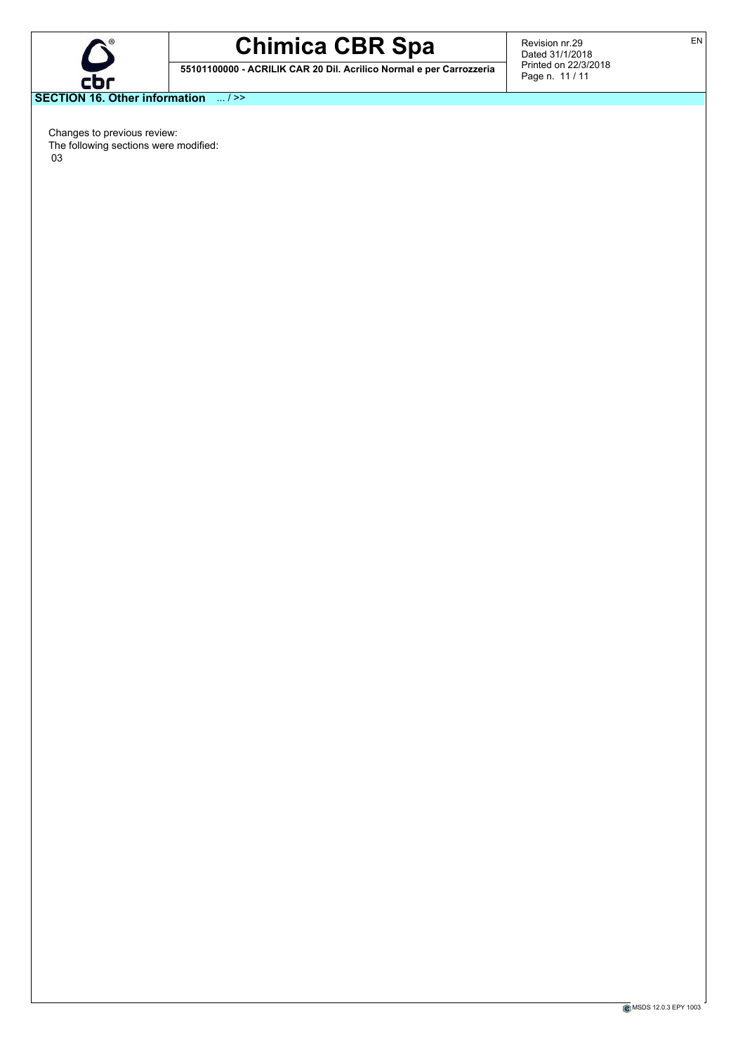## SECTION 16. Other information ... / >>

Changes to previous review:
The following sections were modified:
03